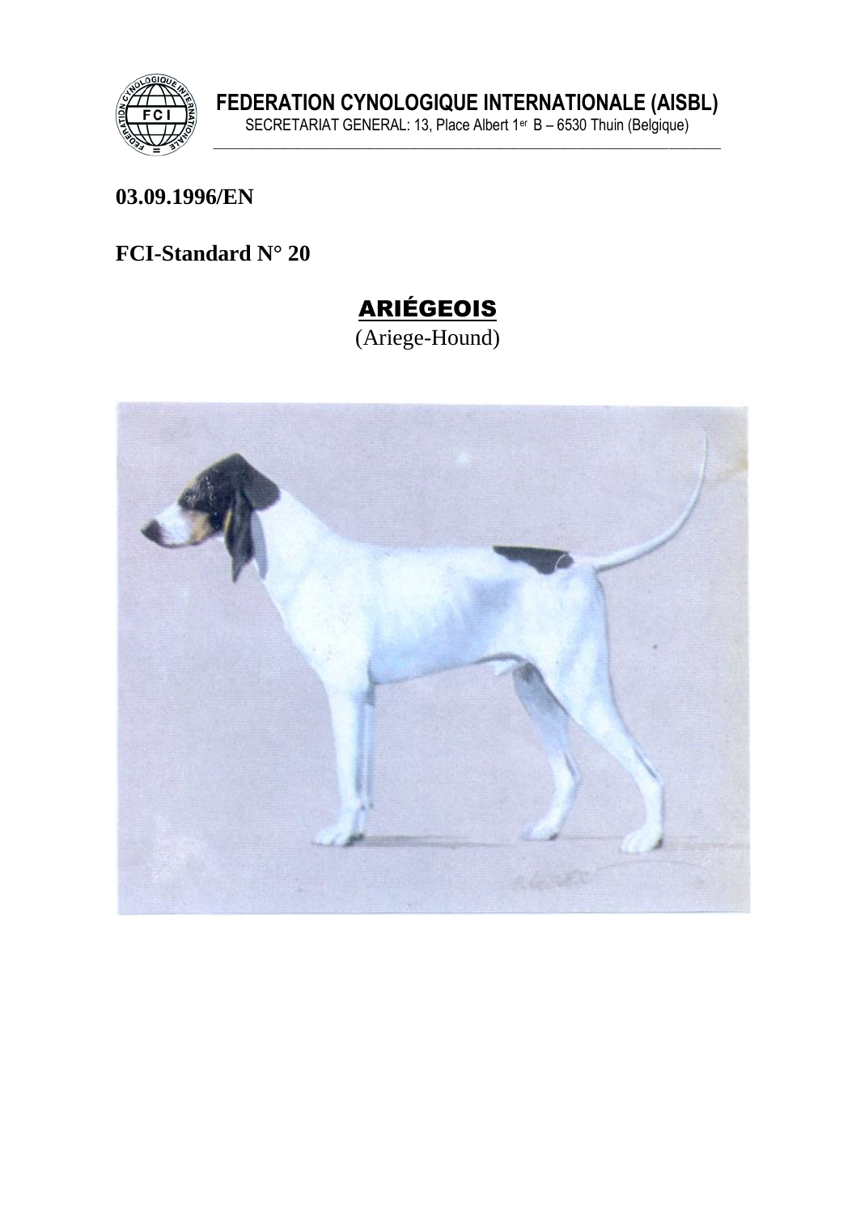**FEDERATION CYNOLOGIQUE INTERNATIONALE (AISBL)**

SECRETARIAT GENERAL: 13, Place Albert 1er B – 6530 Thuin (Belgique)

**03.09.1996/EN**

**FCI-Standard N° 20**

# ARIÉGEOIS

(Ariege-Hound)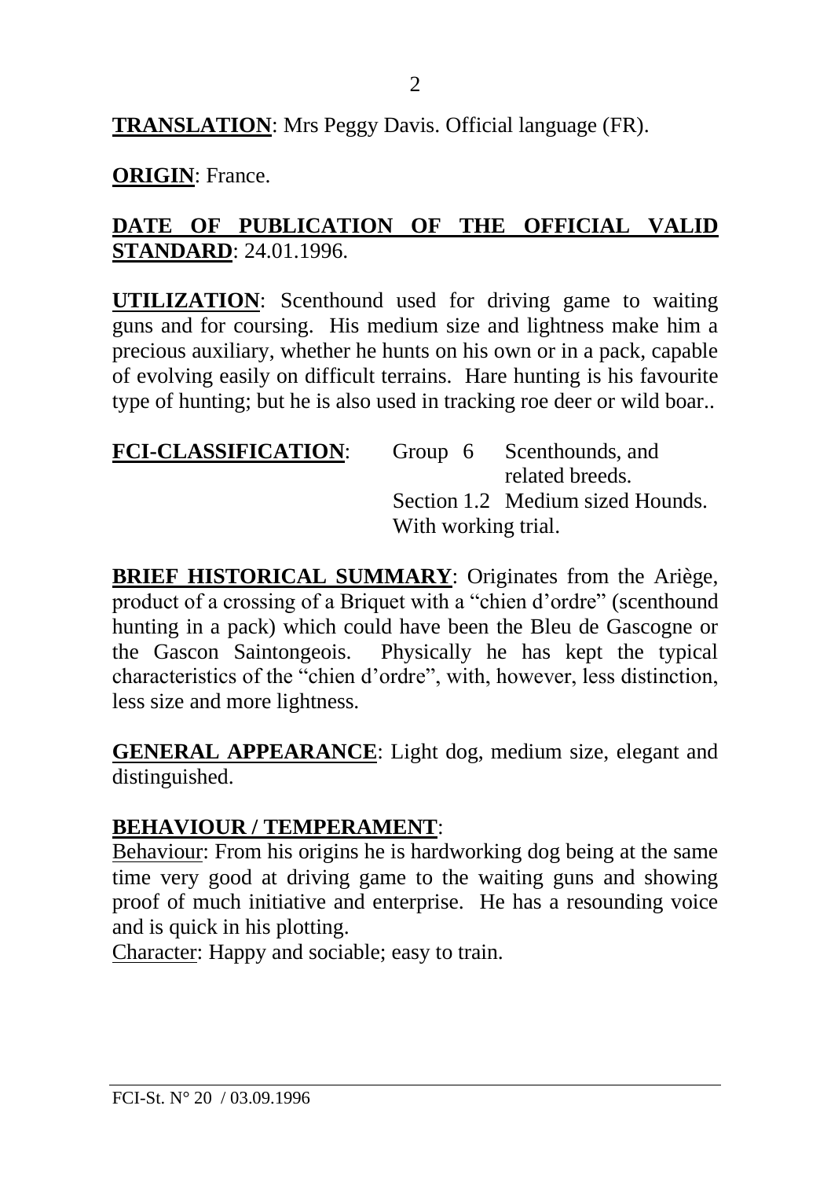**TRANSLATION**: Mrs Peggy Davis. Official language (FR).

**ORIGIN**: France.

**DATE OF PUBLICATION OF THE OFFICIAL VALID STANDARD**: 24.01.1996.

**UTILIZATION**: Scenthound used for driving game to waiting guns and for coursing. His medium size and lightness make him a precious auxiliary, whether he hunts on his own or in a pack, capable of evolving easily on difficult terrains. Hare hunting is his favourite type of hunting; but he is also used in tracking roe deer or wild boar..

**FCI-CLASSIFICATION**: Group 6 Scenthounds, and related breeds.
Section 1.2 Medium sized Hounds.
With working trial.

**BRIEF HISTORICAL SUMMARY**: Originates from the Ariège, product of a crossing of a Briquet with a "chien d'ordre" (scenthound hunting in a pack) which could have been the Bleu de Gascogne or the Gascon Saintongeois. Physically he has kept the typical characteristics of the "chien d'ordre", with, however, less distinction, less size and more lightness.

**GENERAL APPEARANCE**: Light dog, medium size, elegant and distinguished.

**BEHAVIOUR / TEMPERAMENT**:
Behaviour: From his origins he is hardworking dog being at the same time very good at driving game to the waiting guns and showing proof of much initiative and enterprise. He has a resounding voice and is quick in his plotting.
Character: Happy and sociable; easy to train.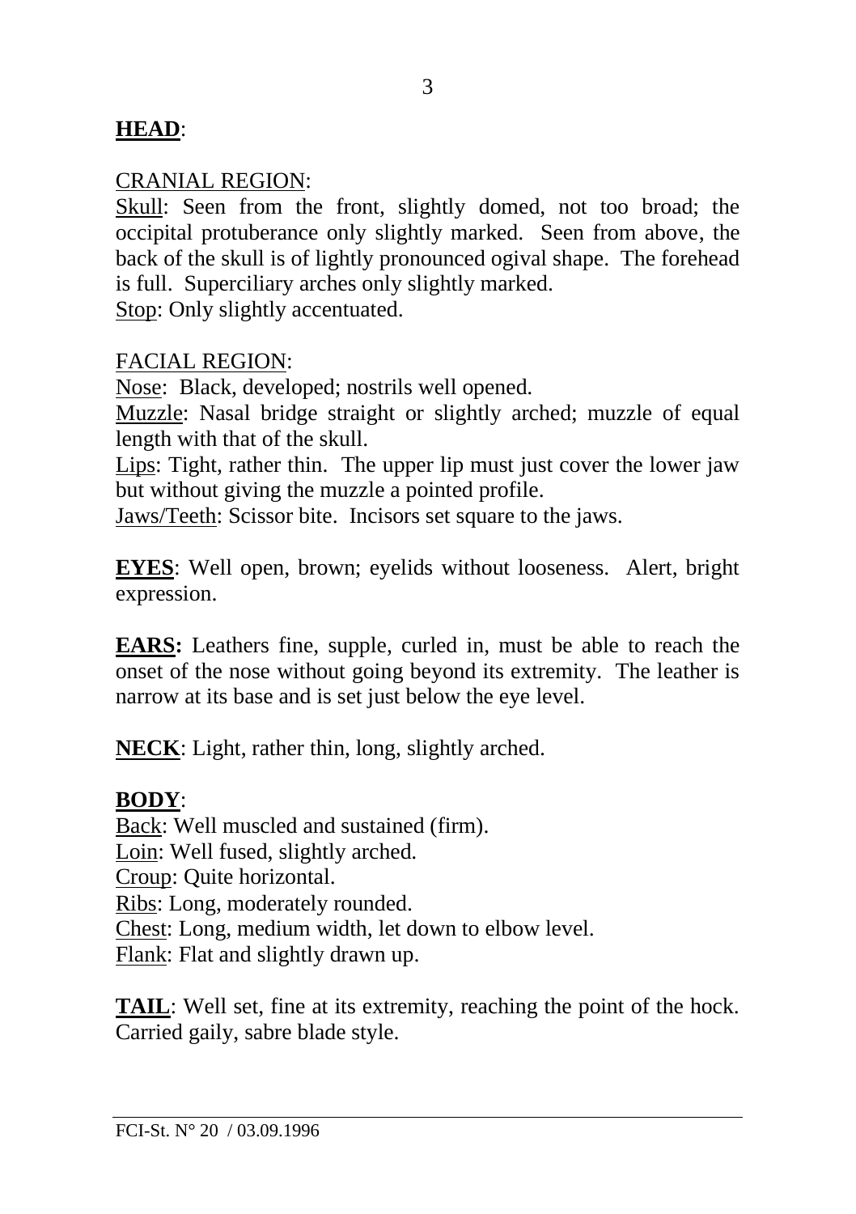**HEAD**:

CRANIAL REGION:

Skull: Seen from the front, slightly domed, not too broad; the occipital protuberance only slightly marked. Seen from above, the back of the skull is of lightly pronounced ogival shape. The forehead is full. Superciliary arches only slightly marked.
Stop: Only slightly accentuated.

FACIAL REGION:

Nose: Black, developed; nostrils well opened.
Muzzle: Nasal bridge straight or slightly arched; muzzle of equal length with that of the skull.
Lips: Tight, rather thin. The upper lip must just cover the lower jaw but without giving the muzzle a pointed profile.
Jaws/Teeth: Scissor bite. Incisors set square to the jaws.

**EYES**: Well open, brown; eyelids without looseness. Alert, bright expression.

**EARS:** Leathers fine, supple, curled in, must be able to reach the onset of the nose without going beyond its extremity. The leather is narrow at its base and is set just below the eye level.

**NECK**: Light, rather thin, long, slightly arched.

**BODY**:

Back: Well muscled and sustained (firm).
Loin: Well fused, slightly arched.
Croup: Quite horizontal.
Ribs: Long, moderately rounded.
Chest: Long, medium width, let down to elbow level.
Flank: Flat and slightly drawn up.

**TAIL**: Well set, fine at its extremity, reaching the point of the hock. Carried gaily, sabre blade style.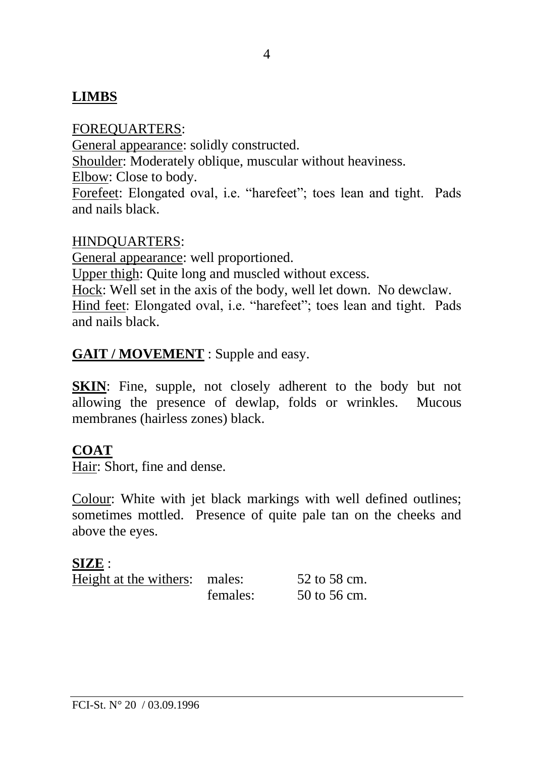## **LIMBS**

FOREQUARTERS:
General appearance: solidly constructed.
Shoulder: Moderately oblique, muscular without heaviness.
Elbow: Close to body.
Forefeet: Elongated oval, i.e. “harefeet”; toes lean and tight. Pads and nails black.

HINDQUARTERS:
General appearance: well proportioned.
Upper thigh: Quite long and muscled without excess.
Hock: Well set in the axis of the body, well let down. No dewclaw.
Hind feet: Elongated oval, i.e. “harefeet”; toes lean and tight. Pads and nails black.

**GAIT / MOVEMENT** : Supple and easy.

**SKIN**: Fine, supple, not closely adherent to the body but not allowing the presence of dewlap, folds or wrinkles. Mucous membranes (hairless zones) black.

## **COAT**

Hair: Short, fine and dense.

Colour: White with jet black markings with well defined outlines; sometimes mottled. Presence of quite pale tan on the cheeks and above the eyes.

**SIZE** :

| Height at the withers: | males: | 52 to 58 cm. |
|---|---|---|
| | females: | 50 to 56 cm. |

FCI-St. N° 20 / 03.09.1996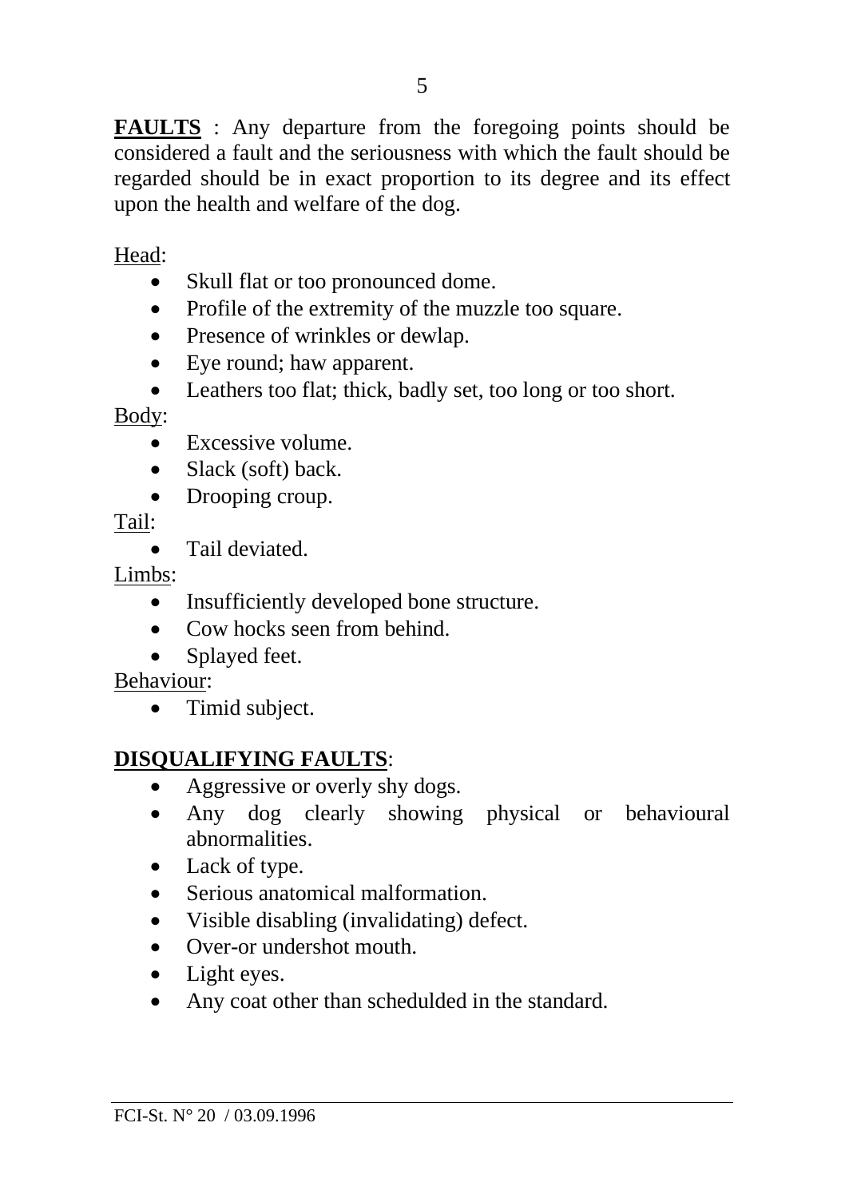**FAULTS** : Any departure from the foregoing points should be considered a fault and the seriousness with which the fault should be regarded should be in exact proportion to its degree and its effect upon the health and welfare of the dog.

Head:

- Skull flat or too pronounced dome.
- Profile of the extremity of the muzzle too square.
- Presence of wrinkles or dewlap.
- Eye round; haw apparent.
- Leathers too flat; thick, badly set, too long or too short.

Body:

- Excessive volume.
- Slack (soft) back.
- Drooping croup.

Tail:

- Tail deviated.

Limbs:

- Insufficiently developed bone structure.
- Cow hocks seen from behind.
- Splayed feet.

Behaviour:

- Timid subject.

**DISQUALIFYING FAULTS**:

- Aggressive or overly shy dogs.
- Any dog clearly showing physical or behavioural abnormalities.
- Lack of type.
- Serious anatomical malformation.
- Visible disabling (invalidating) defect.
- Over-or undershot mouth.
- Light eyes.
- Any coat other than schedulded in the standard.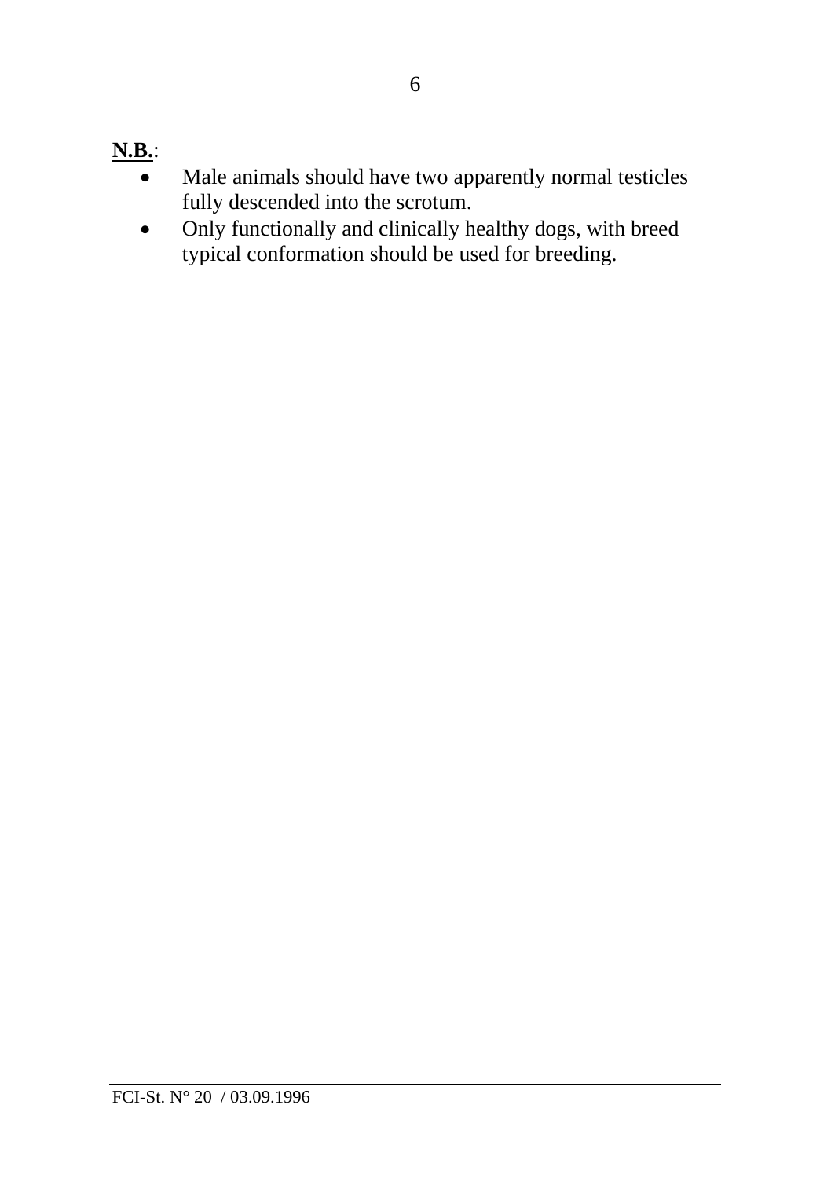**<u>N.B.</u>**:

- Male animals should have two apparently normal testicles fully descended into the scrotum.
- Only functionally and clinically healthy dogs, with breed typical conformation should be used for breeding.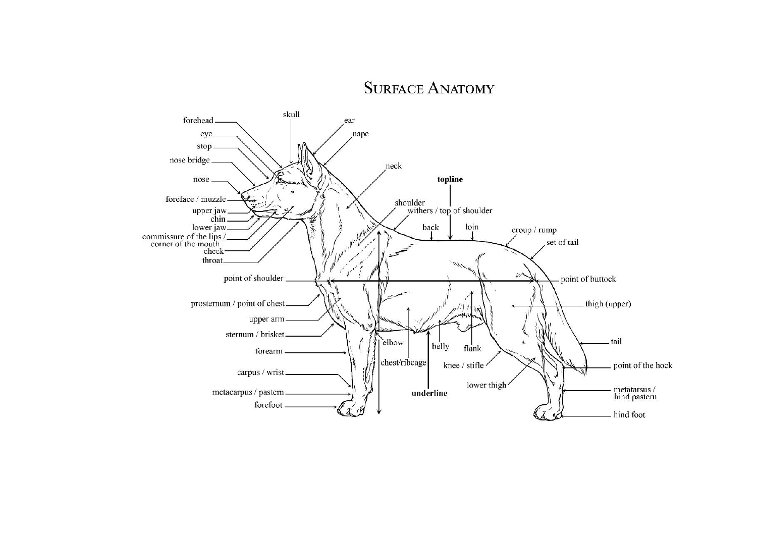# Surface Anatomy

forehead
eye
stop
nose bridge
nose
foreface / muzzle
upper jaw
chin
lower jaw
commissure of the lips / corner of the mouth
cheek
throat
skull
ear
nape
neck
topline
shoulder
withers / top of shoulder
back
loin
croup / rump
set of tail
point of shoulder
point of buttock
prosternum / point of chest
thigh (upper)
upper arm
sternum / brisket
elbow
belly
flank
tail
forearm
chest/ribcage
knee / stifle
point of the hock
carpus / wrist
lower thigh
underline
metacarpus / pastern
metatarsus / hind pastern
forefoot
hind foot